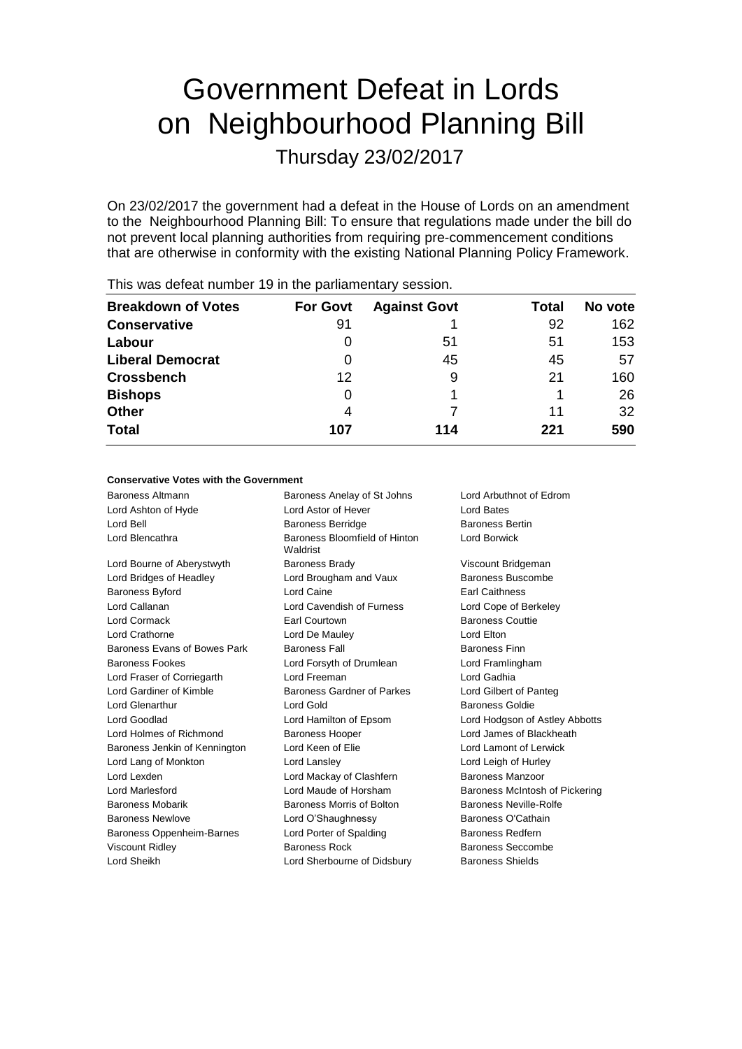# Government Defeat in Lords on Neighbourhood Planning Bill

Thursday 23/02/2017

On 23/02/2017 the government had a defeat in the House of Lords on an amendment to the Neighbourhood Planning Bill: To ensure that regulations made under the bill do not prevent local planning authorities from requiring pre-commencement conditions that are otherwise in conformity with the existing National Planning Policy Framework.

This was defeat number 19 in the parliamentary session.

| Breakdown of Votes | For Govt | Against Govt | Total | No vote |
|---|---|---|---|---|
| **Conservative** | 91 | 1 | 92 | 162 |
| **Labour** | 0 | 51 | 51 | 153 |
| **Liberal Democrat** | 0 | 45 | 45 | 57 |
| **Crossbench** | 12 | 9 | 21 | 160 |
| **Bishops** | 0 | 1 | 1 | 26 |
| **Other** | 4 | 7 | 11 | 32 |
| **Total** | **107** | **114** | **221** | **590** |

**Conservative Votes with the Government**

| | | |
|---|---|---|
| Baroness Altmann | Baroness Anelay of St Johns | Lord Arbuthnot of Edrom |
| Lord Ashton of Hyde | Lord Astor of Hever | Lord Bates |
| Lord Bell | Baroness Berridge | Baroness Bertin |
| Lord Blencathra | Baroness Bloomfield of Hinton Waldrist | Lord Borwick |
| Lord Bourne of Aberystwyth | Baroness Brady | Viscount Bridgeman |
| Lord Bridges of Headley | Lord Brougham and Vaux | Baroness Buscombe |
| Baroness Byford | Lord Caine | Earl Caithness |
| Lord Callanan | Lord Cavendish of Furness | Lord Cope of Berkeley |
| Lord Cormack | Earl Courtown | Baroness Couttie |
| Lord Crathorne | Lord De Mauley | Lord Elton |
| Baroness Evans of Bowes Park | Baroness Fall | Baroness Finn |
| Baroness Fookes | Lord Forsyth of Drumlean | Lord Framlingham |
| Lord Fraser of Corriegarth | Lord Freeman | Lord Gadhia |
| Lord Gardiner of Kimble | Baroness Gardner of Parkes | Lord Gilbert of Panteg |
| Lord Glenarthur | Lord Gold | Baroness Goldie |
| Lord Goodlad | Lord Hamilton of Epsom | Lord Hodgson of Astley Abbotts |
| Lord Holmes of Richmond | Baroness Hooper | Lord James of Blackheath |
| Baroness Jenkin of Kennington | Lord Keen of Elie | Lord Lamont of Lerwick |
| Lord Lang of Monkton | Lord Lansley | Lord Leigh of Hurley |
| Lord Lexden | Lord Mackay of Clashfern | Baroness Manzoor |
| Lord Marlesford | Lord Maude of Horsham | Baroness McIntosh of Pickering |
| Baroness Mobarik | Baroness Morris of Bolton | Baroness Neville-Rolfe |
| Baroness Newlove | Lord O'Shaughnessy | Baroness O'Cathain |
| Baroness Oppenheim-Barnes | Lord Porter of Spalding | Baroness Redfern |
| Viscount Ridley | Baroness Rock | Baroness Seccombe |
| Lord Sheikh | Lord Sherbourne of Didsbury | Baroness Shields |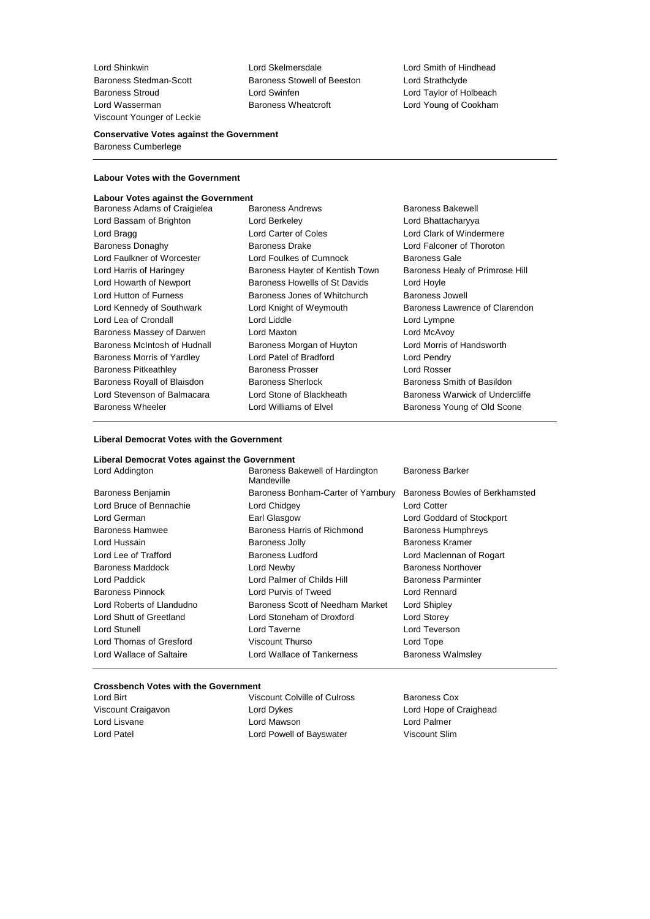Lord Shinkwin
Lord Skelmersdale
Lord Smith of Hindhead
Baroness Stedman-Scott
Baroness Stowell of Beeston
Lord Strathclyde
Baroness Stroud
Lord Swinfen
Lord Taylor of Holbeach
Lord Wasserman
Baroness Wheatcroft
Lord Young of Cookham
Viscount Younger of Leckie

**Conservative Votes against the Government**

Baroness Cumberlege

**Labour Votes with the Government**

**Labour Votes against the Government**

Baroness Adams of Craigielea
Baroness Andrews
Baroness Bakewell
Lord Bassam of Brighton
Lord Berkeley
Lord Bhattacharyya
Lord Bragg
Lord Carter of Coles
Lord Clark of Windermere
Baroness Donaghy
Baroness Drake
Lord Falconer of Thoroton
Lord Faulkner of Worcester
Lord Foulkes of Cumnock
Baroness Gale
Lord Harris of Haringey
Baroness Hayter of Kentish Town
Baroness Healy of Primrose Hill
Lord Howarth of Newport
Baroness Howells of St Davids
Lord Hoyle
Lord Hutton of Furness
Baroness Jones of Whitchurch
Baroness Jowell
Lord Kennedy of Southwark
Lord Knight of Weymouth
Baroness Lawrence of Clarendon
Lord Lea of Crondall
Lord Liddle
Lord Lympne
Baroness Massey of Darwen
Lord Maxton
Lord McAvoy
Baroness McIntosh of Hudnall
Baroness Morgan of Huyton
Lord Morris of Handsworth
Baroness Morris of Yardley
Lord Patel of Bradford
Lord Pendry
Baroness Pitkeathley
Baroness Prosser
Lord Rosser
Baroness Royall of Blaisdon
Baroness Sherlock
Baroness Smith of Basildon
Lord Stevenson of Balmacara
Lord Stone of Blackheath
Baroness Warwick of Undercliffe
Baroness Wheeler
Lord Williams of Elvel
Baroness Young of Old Scone

**Liberal Democrat Votes with the Government**

**Liberal Democrat Votes against the Government**

Lord Addington
Baroness Bakewell of Hardington Mandeville
Baroness Barker
Baroness Benjamin
Baroness Bonham-Carter of Yarnbury
Baroness Bowles of Berkhamsted
Lord Bruce of Bennachie
Lord Chidgey
Lord Cotter
Lord German
Earl Glasgow
Lord Goddard of Stockport
Baroness Hamwee
Baroness Harris of Richmond
Baroness Humphreys
Lord Hussain
Baroness Jolly
Baroness Kramer
Lord Lee of Trafford
Baroness Ludford
Lord Maclennan of Rogart
Baroness Maddock
Lord Newby
Baroness Northover
Lord Paddick
Lord Palmer of Childs Hill
Baroness Parminter
Baroness Pinnock
Lord Purvis of Tweed
Lord Rennard
Lord Roberts of Llandudno
Baroness Scott of Needham Market
Lord Shipley
Lord Shutt of Greetland
Lord Stoneham of Droxford
Lord Storey
Lord Stunell
Lord Taverne
Lord Teverson
Lord Thomas of Gresford
Viscount Thurso
Lord Tope
Lord Wallace of Saltaire
Lord Wallace of Tankerness
Baroness Walmsley

**Crossbench Votes with the Government**

Lord Birt
Viscount Colville of Culross
Baroness Cox
Viscount Craigavon
Lord Dykes
Lord Hope of Craighead
Lord Lisvane
Lord Mawson
Lord Palmer
Lord Patel
Lord Powell of Bayswater
Viscount Slim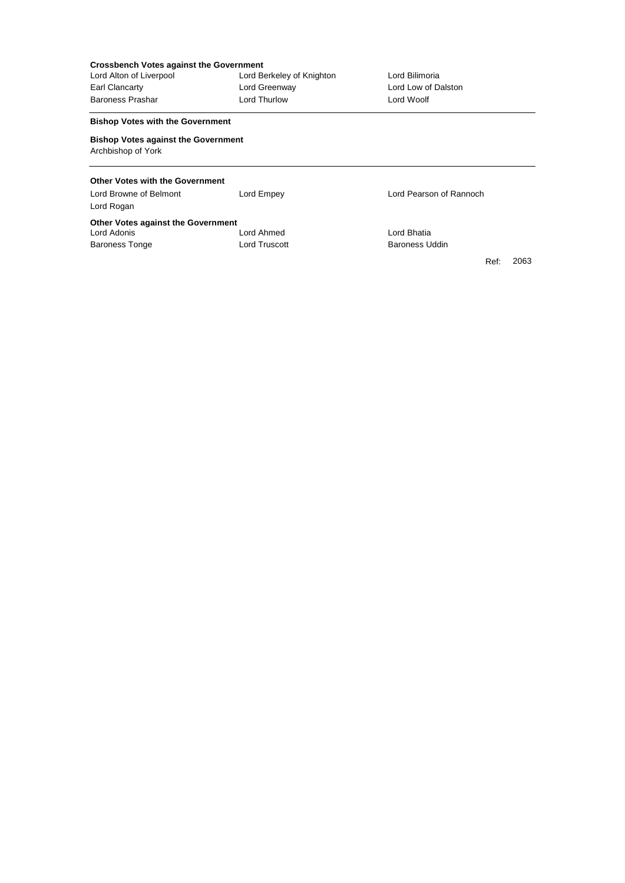**Crossbench Votes against the Government**

| | | |
|---|---|---|
| Lord Alton of Liverpool | Lord Berkeley of Knighton | Lord Bilimoria |
| Earl Clancarty | Lord Greenway | Lord Low of Dalston |
| Baroness Prashar | Lord Thurlow | Lord Woolf |

**Bishop Votes with the Government**

**Bishop Votes against the Government**

Archbishop of York

**Other Votes with the Government**

| | | |
|---|---|---|
| Lord Browne of Belmont | Lord Empey | Lord Pearson of Rannoch |
| Lord Rogan | | |

**Other Votes against the Government**

| | | |
|---|---|---|
| Lord Adonis | Lord Ahmed | Lord Bhatia |
| Baroness Tonge | Lord Truscott | Baroness Uddin |

Ref: 2063